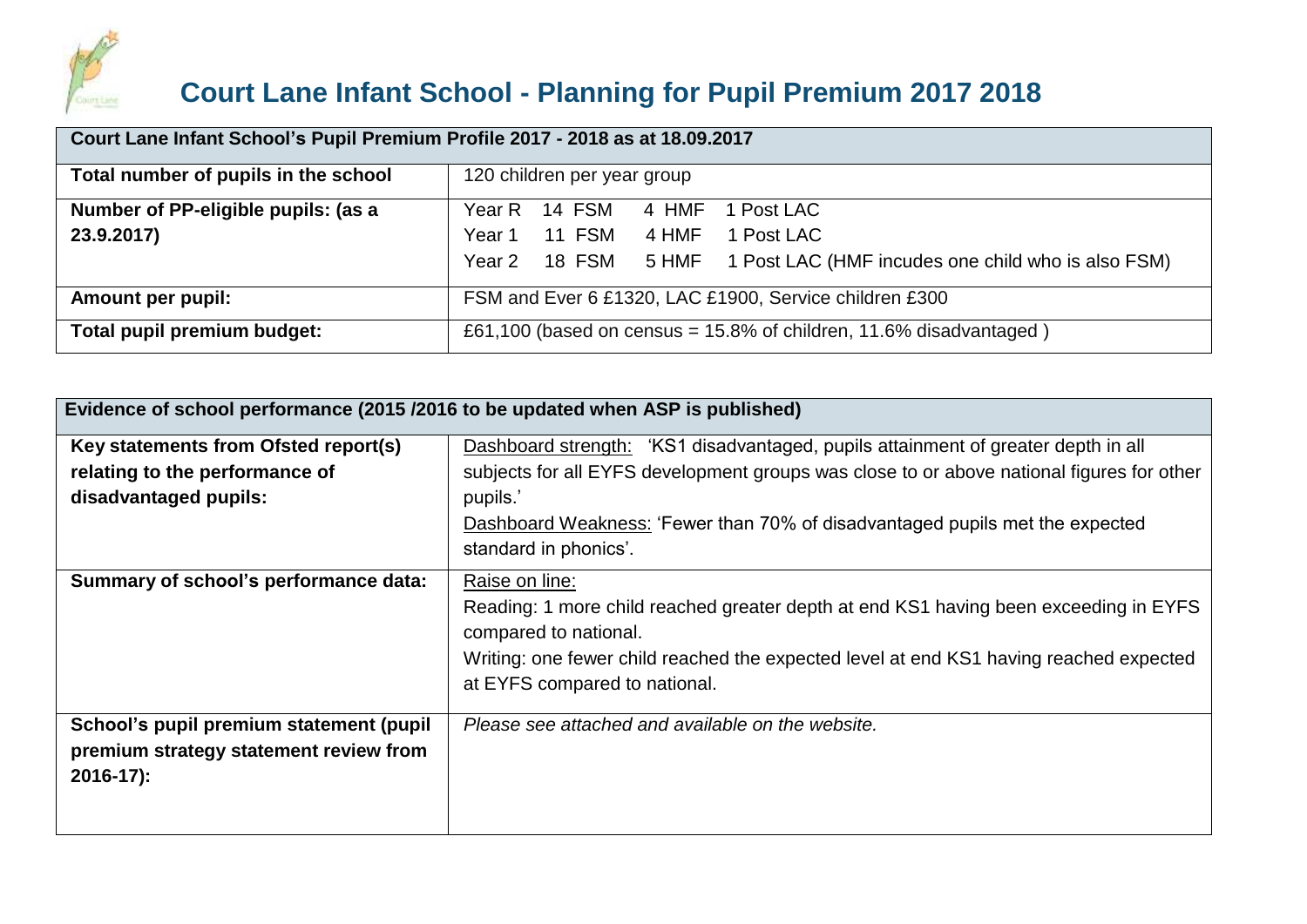# Court Lane Infant School - Planning for Pupil Premium 2017 2018

| Court Lane Infant School's Pupil Premium Profile 2017 - 2018 as at 18.09.2017 | |
|---|---|
| **Total number of pupils in the school** | 120 children per year group |
| **Number of PP-eligible pupils: (as a 23.9.2017)** | Year R 14 FSM 4 HMF 1 Post LAC<br>Year 1 11 FSM 4 HMF 1 Post LAC<br>Year 2 18 FSM 5 HMF 1 Post LAC (HMF incudes one child who is also FSM) |
| **Amount per pupil:** | FSM and Ever 6 £1320, LAC £1900, Service children £300 |
| **Total pupil premium budget:** | £61,100 (based on census = 15.8% of children, 11.6% disadvantaged ) |

| Evidence of school performance (2015 /2016 to be updated when ASP is published) | |
|---|---|
| **Key statements from Ofsted report(s) relating to the performance of disadvantaged pupils:** | Dashboard strength: 'KS1 disadvantaged, pupils attainment of greater depth in all subjects for all EYFS development groups was close to or above national figures for other pupils.'<br>Dashboard Weakness: 'Fewer than 70% of disadvantaged pupils met the expected standard in phonics'. |
| **Summary of school's performance data:** | Raise on line:<br>Reading: 1 more child reached greater depth at end KS1 having been exceeding in EYFS compared to national.<br>Writing: one fewer child reached the expected level at end KS1 having reached expected at EYFS compared to national. |
| **School's pupil premium statement (pupil premium strategy statement review from 2016-17):** | *Please see attached and available on the website.* |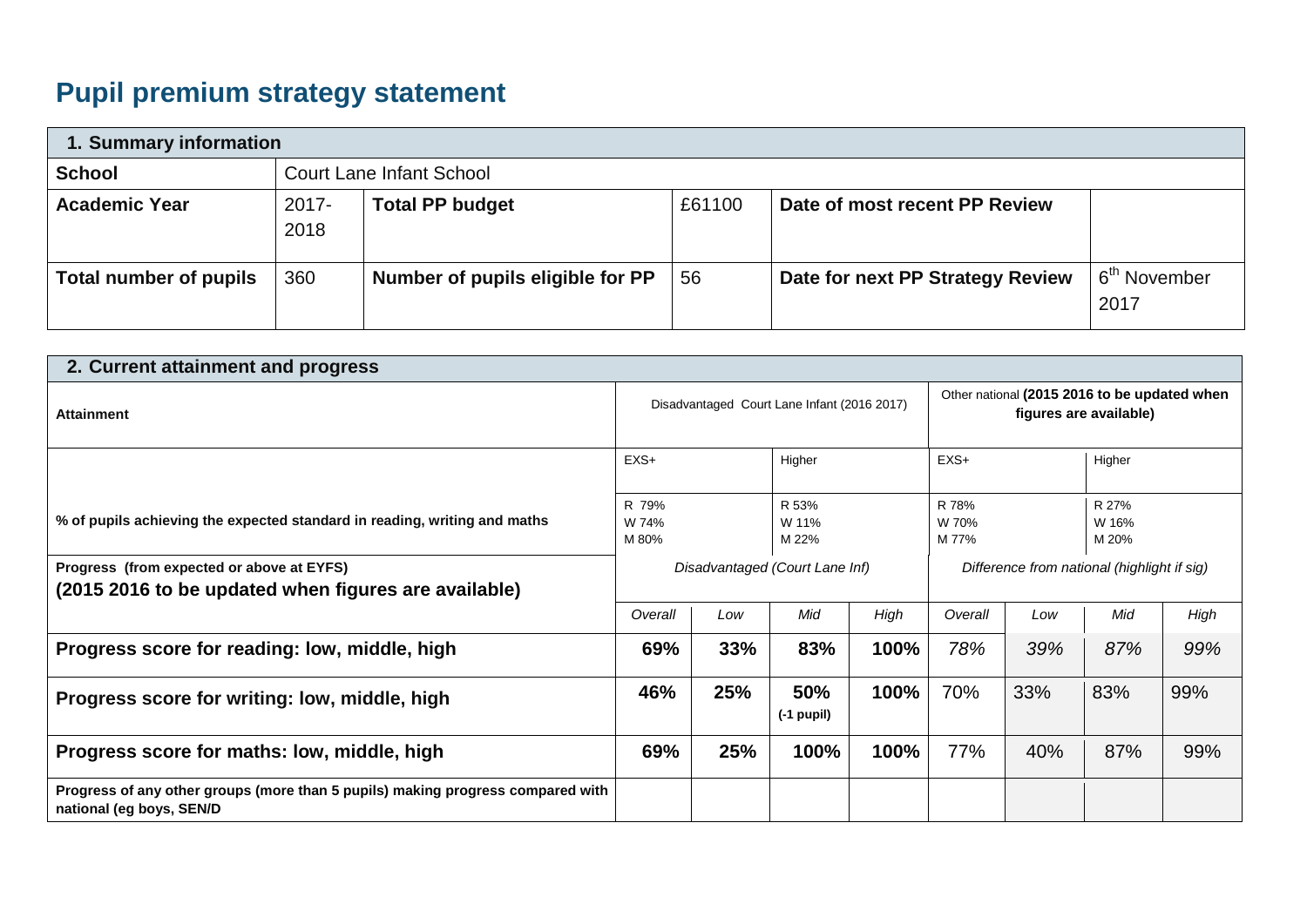# Pupil premium strategy statement

| 1. Summary information | | | | | |
|---|---|---|---|---|---|
| **School** | Court Lane Infant School | | | | |
| **Academic Year** | 2017-2018 | **Total PP budget** | £61100 | **Date of most recent PP Review** | |
| **Total number of pupils** | 360 | **Number of pupils eligible for PP** | 56 | **Date for next PP Strategy Review** | 6th November 2017 |

| 2. Current attainment and progress | | | | | | | | |
|---|---|---|---|---|---|---|---|---|
| **Attainment** | Disadvantaged Court Lane Infant (2016 2017) | | | | Other national **(2015 2016 to be updated when figures are available)** | | | |
| | EXS+ | | Higher | | EXS+ | | Higher | |
| **% of pupils achieving the expected standard in reading, writing and maths** | R 79%<br>W 74%<br>M 80% | | R 53%<br>W 11%<br>M 22% | | R 78%<br>W 70%<br>M 77% | | R 27%<br>W 16%<br>M 20% | |
| **Progress (from expected or above at EYFS)**<br>**(2015 2016 to be updated when figures are available)** | *Disadvantaged (Court Lane Inf)* | | | | *Difference from national (highlight if sig)* | | | |
| | *Overall* | *Low* | *Mid* | *High* | *Overall* | *Low* | *Mid* | *High* |
| **Progress score for reading: low, middle, high** | **69%** | **33%** | **83%** | **100%** | *78%* | *39%* | *87%* | *99%* |
| **Progress score for writing: low, middle, high** | **46%** | **25%** | **50% (-1 pupil)** | **100%** | 70% | 33% | 83% | 99% |
| **Progress score for maths: low, middle, high** | **69%** | **25%** | **100%** | **100%** | 77% | 40% | 87% | 99% |
| **Progress of any other groups (more than 5 pupils) making progress compared with national (eg boys, SEN/D** | | | | | | | | |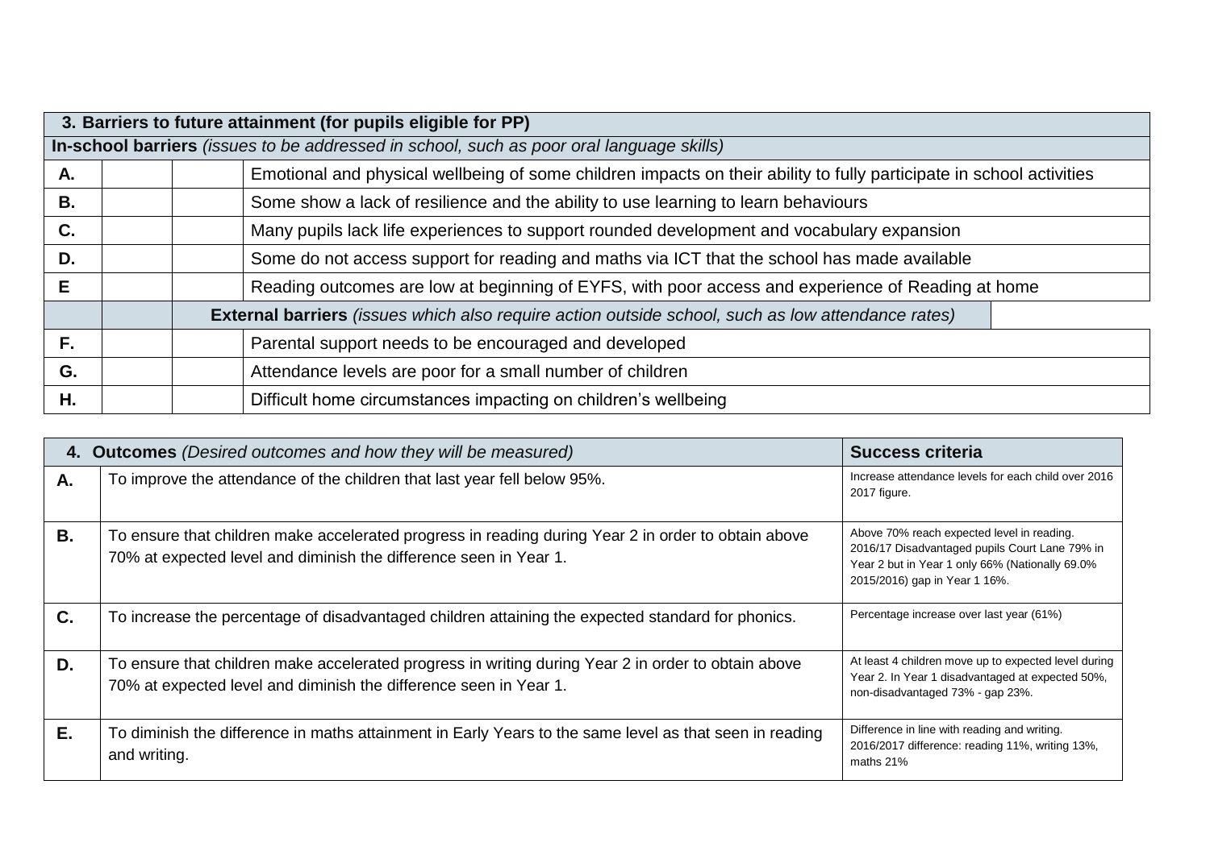| 3. Barriers to future attainment (for pupils eligible for PP) | | | |
|---|---|---|---|
| **In-school barriers** *(issues to be addressed in school, such as poor oral language skills)* | | | |
| **A.** | | | Emotional and physical wellbeing of some children impacts on their ability to fully participate in school activities |
| **B.** | | | Some show a lack of resilience and the ability to use learning to learn behaviours |
| **C.** | | | Many pupils lack life experiences to support rounded development and vocabulary expansion |
| **D.** | | | Some do not access support for reading and maths via ICT that the school has made available |
| **E** | | | Reading outcomes are low at beginning of EYFS, with poor access and experience of Reading at home |
| | | **External barriers** *(issues which also require action outside school, such as low attendance rates)* | |
| **F.** | | | Parental support needs to be encouraged and developed |
| **G.** | | | Attendance levels are poor for a small number of children |
| **H.** | | | Difficult home circumstances impacting on children's wellbeing |

| 4. **Outcomes** *(Desired outcomes and how they will be measured)* | | **Success criteria** |
|---|---|---|
| **A.** | To improve the attendance of the children that last year fell below 95%. | Increase attendance levels for each child over 2016 2017 figure. |
| **B.** | To ensure that children make accelerated progress in reading during Year 2 in order to obtain above 70% at expected level and diminish the difference seen in Year 1. | Above 70% reach expected level in reading. 2016/17 Disadvantaged pupils Court Lane 79% in Year 2 but in Year 1 only 66% (Nationally 69.0% 2015/2016) gap in Year 1 16%. |
| **C.** | To increase the percentage of disadvantaged children attaining the expected standard for phonics. | Percentage increase over last year (61%) |
| **D.** | To ensure that children make accelerated progress in writing during Year 2 in order to obtain above 70% at expected level and diminish the difference seen in Year 1. | At least 4 children move up to expected level during Year 2. In Year 1 disadvantaged at expected 50%, non-disadvantaged 73% - gap 23%. |
| **E.** | To diminish the difference in maths attainment in Early Years to the same level as that seen in reading and writing. | Difference in line with reading and writing. 2016/2017 difference: reading 11%, writing 13%, maths 21% |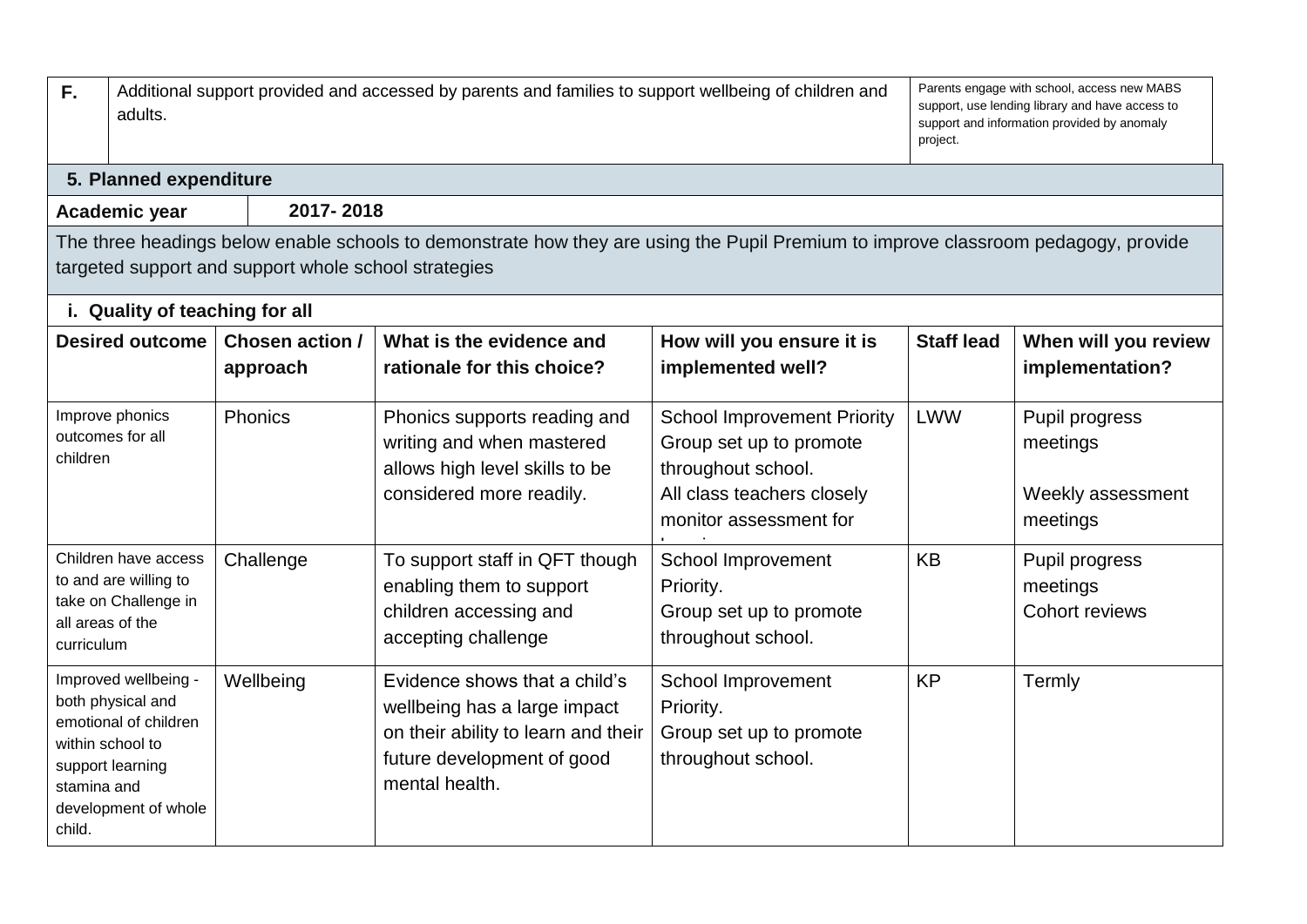| | | |
|---|---|---|
| F. | Additional support provided and accessed by parents and families to support wellbeing of children and adults. | Parents engage with school, access new MABS support, use lending library and have access to support and information provided by anomaly project. |

## 5. Planned expenditure

| Academic year | 2017- 2018 |
|---|---|

The three headings below enable schools to demonstrate how they are using the Pupil Premium to improve classroom pedagogy, provide targeted support and support whole school strategies

### i. Quality of teaching for all

| Desired outcome | Chosen action / approach | What is the evidence and rationale for this choice? | How will you ensure it is implemented well? | Staff lead | When will you review implementation? |
|---|---|---|---|---|---|
| Improve phonics outcomes for all children | Phonics | Phonics supports reading and writing and when mastered allows high level skills to be considered more readily. | School Improvement Priority Group set up to promote throughout school.<br>All class teachers closely monitor assessment for | LWW | Pupil progress meetings<br><br>Weekly assessment meetings |
| Children have access to and are willing to take on Challenge in all areas of the curriculum | Challenge | To support staff in QFT though enabling them to support children accessing and accepting challenge | School Improvement Priority.<br>Group set up to promote throughout school. | KB | Pupil progress meetings<br>Cohort reviews |
| Improved wellbeing - both physical and emotional of children within school to support learning stamina and development of whole child. | Wellbeing | Evidence shows that a child's wellbeing has a large impact on their ability to learn and their future development of good mental health. | School Improvement Priority.<br>Group set up to promote throughout school. | KP | Termly |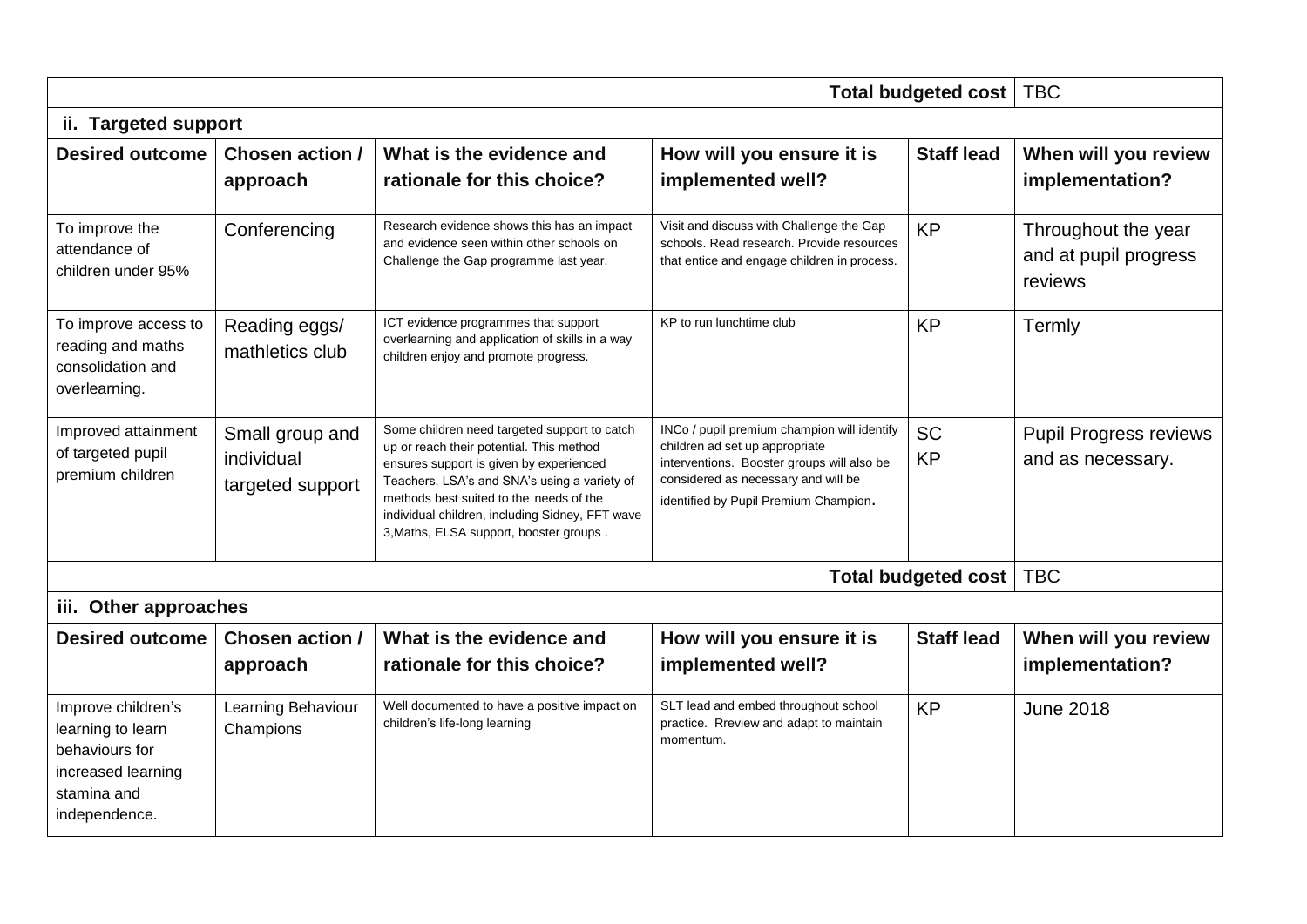| | | | | Total budgeted cost | TBC |
|---|---|---|---|---|---|

### ii. Targeted support

| Desired outcome | Chosen action / approach | What is the evidence and rationale for this choice? | How will you ensure it is implemented well? | Staff lead | When will you review implementation? |
|---|---|---|---|---|---|
| To improve the attendance of children under 95% | Conferencing | Research evidence shows this has an impact and evidence seen within other schools on Challenge the Gap programme last year. | Visit and discuss with Challenge the Gap schools. Read research. Provide resources that entice and engage children in process. | KP | Throughout the year and at pupil progress reviews |
| To improve access to reading and maths consolidation and overlearning. | Reading eggs/ mathletics club | ICT evidence programmes that support overlearning and application of skills in a way children enjoy and promote progress. | KP to run lunchtime club | KP | Termly |
| Improved attainment of targeted pupil premium children | Small group and individual targeted support | Some children need targeted support to catch up or reach their potential. This method ensures support is given by experienced Teachers. LSA's and SNA's using a variety of methods best suited to the needs of the individual children, including Sidney, FFT wave 3,Maths, ELSA support, booster groups . | INCo / pupil premium champion will identify children ad set up appropriate interventions. Booster groups will also be considered as necessary and will be identified by Pupil Premium Champion. | SC KP | Pupil Progress reviews and as necessary. |
| | | | | Total budgeted cost | TBC |

### iii. Other approaches

| Desired outcome | Chosen action / approach | What is the evidence and rationale for this choice? | How will you ensure it is implemented well? | Staff lead | When will you review implementation? |
|---|---|---|---|---|---|
| Improve children's learning to learn behaviours for increased learning stamina and independence. | Learning Behaviour Champions | Well documented to have a positive impact on children's life-long learning | SLT lead and embed throughout school practice. Rreview and adapt to maintain momentum. | KP | June 2018 |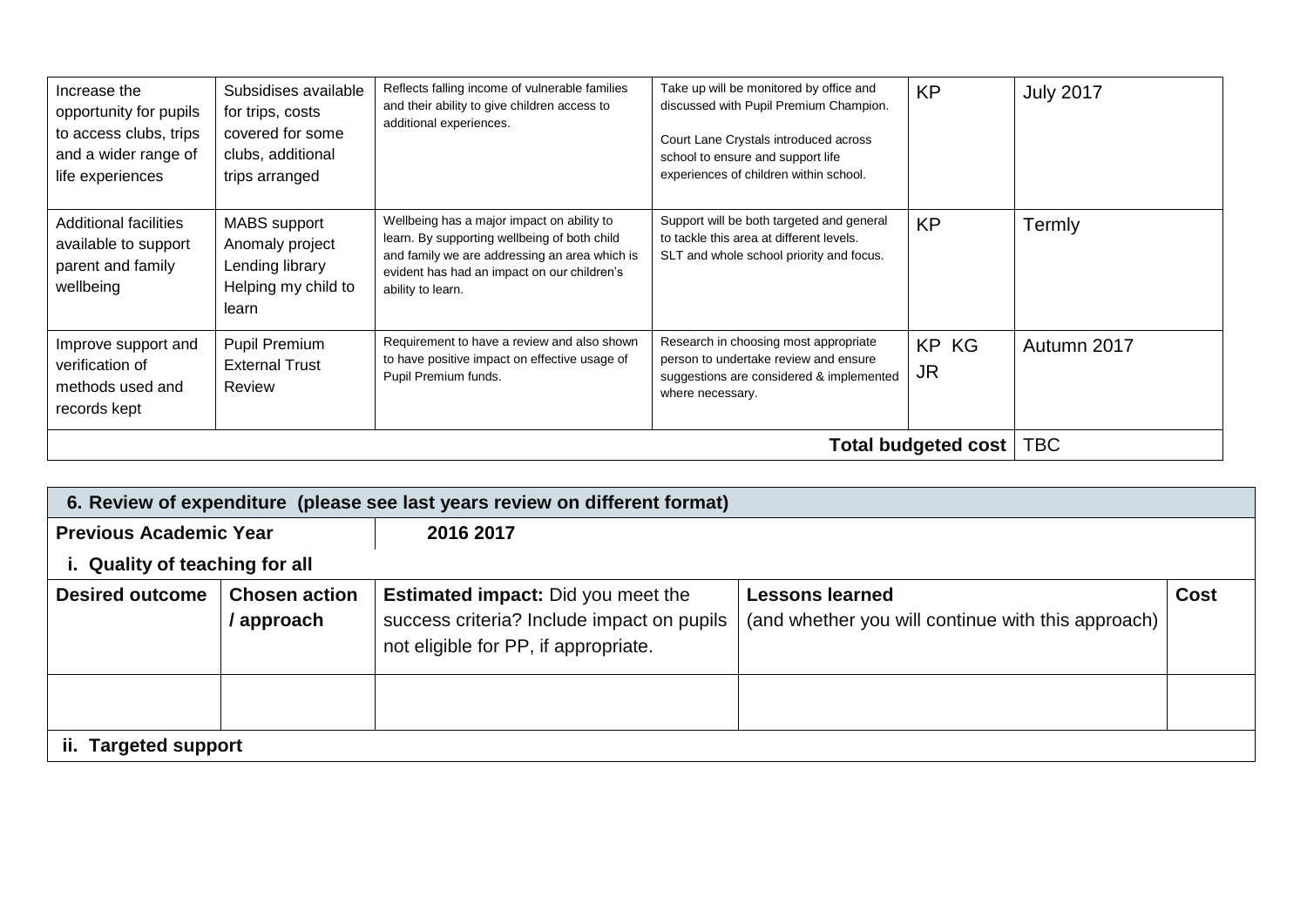| | | | | | |
|---|---|---|---|---|---|
| Increase the opportunity for pupils to access clubs, trips and a wider range of life experiences | Subsidises available for trips, costs covered for some clubs, additional trips arranged | Reflects falling income of vulnerable families and their ability to give children access to additional experiences. | Take up will be monitored by office and discussed with Pupil Premium Champion.<br><br>Court Lane Crystals introduced across school to ensure and support life experiences of children within school. | KP | July 2017 |
| Additional facilities available to support parent and family wellbeing | MABS support<br>Anomaly project<br>Lending library<br>Helping my child to learn | Wellbeing has a major impact on ability to learn. By supporting wellbeing of both child and family we are addressing an area which is evident has had an impact on our children's ability to learn. | Support will be both targeted and general to tackle this area at different levels. SLT and whole school priority and focus. | KP | Termly |
| Improve support and verification of methods used and records kept | Pupil Premium External Trust Review | Requirement to have a review and also shown to have positive impact on effective usage of Pupil Premium funds. | Research in choosing most appropriate person to undertake review and ensure suggestions are considered & implemented where necessary. | KP KG JR | Autumn 2017 |
| | | | | **Total budgeted cost** | TBC |

| **6. Review of expenditure (please see last years review on different format)** | | | | |
|---|---|---|---|---|
| **Previous Academic Year** | | **2016 2017** | | |
| **i. Quality of teaching for all** | | | | |
| **Desired outcome** | **Chosen action / approach** | **Estimated impact:** Did you meet the success criteria? Include impact on pupils not eligible for PP, if appropriate. | **Lessons learned** (and whether you will continue with this approach) | **Cost** |
| | | | | |
| **ii. Targeted support** | | | | |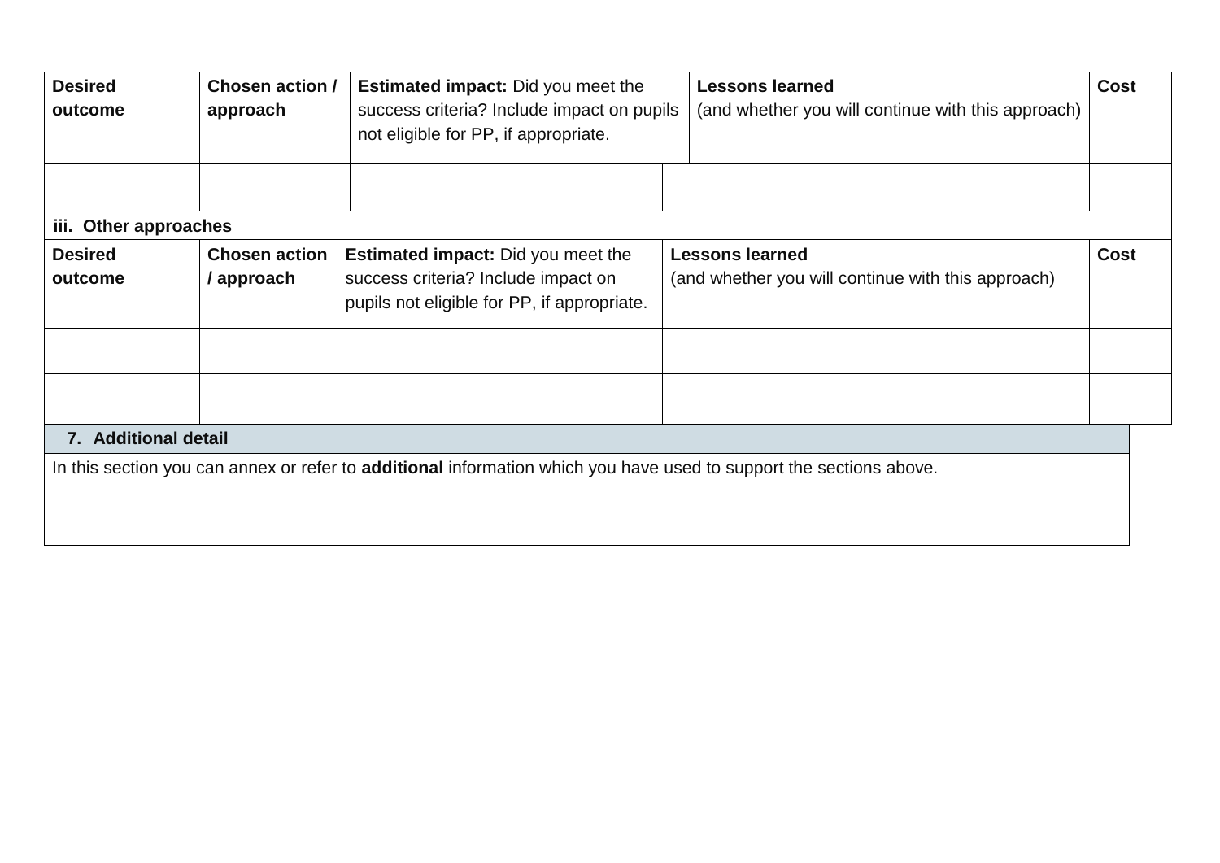| Desired outcome | Chosen action / approach | Estimated impact: Did you meet the success criteria? Include impact on pupils not eligible for PP, if appropriate. | Lessons learned (and whether you will continue with this approach) | Cost |
|---|---|---|---|---|
| | | | | |

**iii. Other approaches**

| Desired outcome | Chosen action / approach | Estimated impact: Did you meet the success criteria? Include impact on pupils not eligible for PP, if appropriate. | Lessons learned (and whether you will continue with this approach) | Cost |
|---|---|---|---|---|
| | | | | |
| | | | | |

## 7. Additional detail

In this section you can annex or refer to **additional** information which you have used to support the sections above.